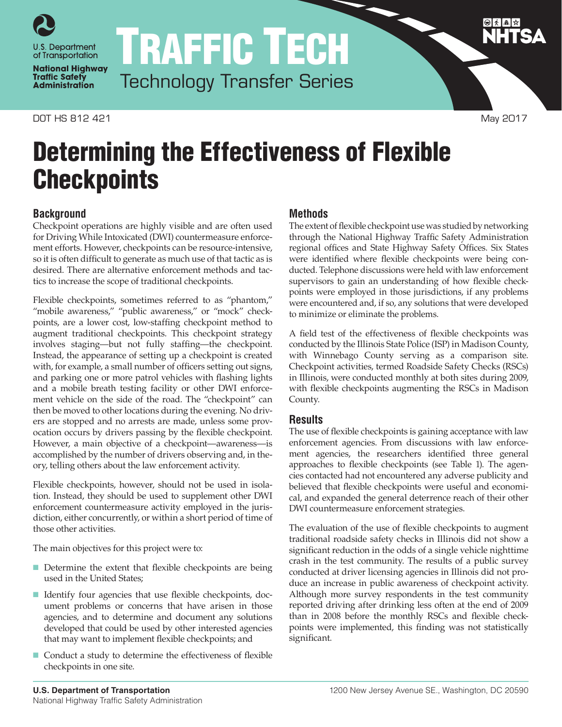# Traffic Tech

Technology Transfer Series

DOT HS 812 421 May 2017

# Determining the Effectiveness of Flexible Checkpoints

## Background

Checkpoint operations are highly visible and are often used for Driving While Intoxicated (DWI) countermeasure enforcement efforts. However, checkpoints can be resource-intensive, so it is often difficult to generate as much use of that tactic as is desired. There are alternative enforcement methods and tactics to increase the scope of traditional checkpoints.

Flexible checkpoints, sometimes referred to as "phantom," "mobile awareness," "public awareness," or "mock" checkpoints, are a lower cost, low-staffing checkpoint method to augment traditional checkpoints. This checkpoint strategy involves staging—but not fully staffing—the checkpoint. Instead, the appearance of setting up a checkpoint is created with, for example, a small number of officers setting out signs, and parking one or more patrol vehicles with flashing lights and a mobile breath testing facility or other DWI enforcement vehicle on the side of the road. The "checkpoint" can then be moved to other locations during the evening. No drivers are stopped and no arrests are made, unless some provocation occurs by drivers passing by the flexible checkpoint. However, a main objective of a checkpoint—awareness—is accomplished by the number of drivers observing and, in theory, telling others about the law enforcement activity.

Flexible checkpoints, however, should not be used in isolation. Instead, they should be used to supplement other DWI enforcement countermeasure activity employed in the jurisdiction, either concurrently, or within a short period of time of those other activities.

The main objectives for this project were to:

- Determine the extent that flexible checkpoints are being used in the United States;
- Identify four agencies that use flexible checkpoints, document problems or concerns that have arisen in those agencies, and to determine and document any solutions developed that could be used by other interested agencies that may want to implement flexible checkpoints; and
- Conduct a study to determine the effectiveness of flexible checkpoints in one site.

## Methods

The extent of flexible checkpoint use was studied by networking through the National Highway Traffic Safety Administration regional offices and State Highway Safety Offices. Six States were identified where flexible checkpoints were being conducted. Telephone discussions were held with law enforcement supervisors to gain an understanding of how flexible checkpoints were employed in those jurisdictions, if any problems were encountered and, if so, any solutions that were developed to minimize or eliminate the problems.

A field test of the effectiveness of flexible checkpoints was conducted by the Illinois State Police (ISP) in Madison County, with Winnebago County serving as a comparison site. Checkpoint activities, termed Roadside Safety Checks (RSCs) in Illinois, were conducted monthly at both sites during 2009, with flexible checkpoints augmenting the RSCs in Madison County.

## Results

The use of flexible checkpoints is gaining acceptance with law enforcement agencies. From discussions with law enforcement agencies, the researchers identified three general approaches to flexible checkpoints (see Table 1). The agencies contacted had not encountered any adverse publicity and believed that flexible checkpoints were useful and economical, and expanded the general deterrence reach of their other DWI countermeasure enforcement strategies.

The evaluation of the use of flexible checkpoints to augment traditional roadside safety checks in Illinois did not show a significant reduction in the odds of a single vehicle nighttime crash in the test community. The results of a public survey conducted at driver licensing agencies in Illinois did not produce an increase in public awareness of checkpoint activity. Although more survey respondents in the test community reported driving after drinking less often at the end of 2009 than in 2008 before the monthly RSCs and flexible checkpoints were implemented, this finding was not statistically significant.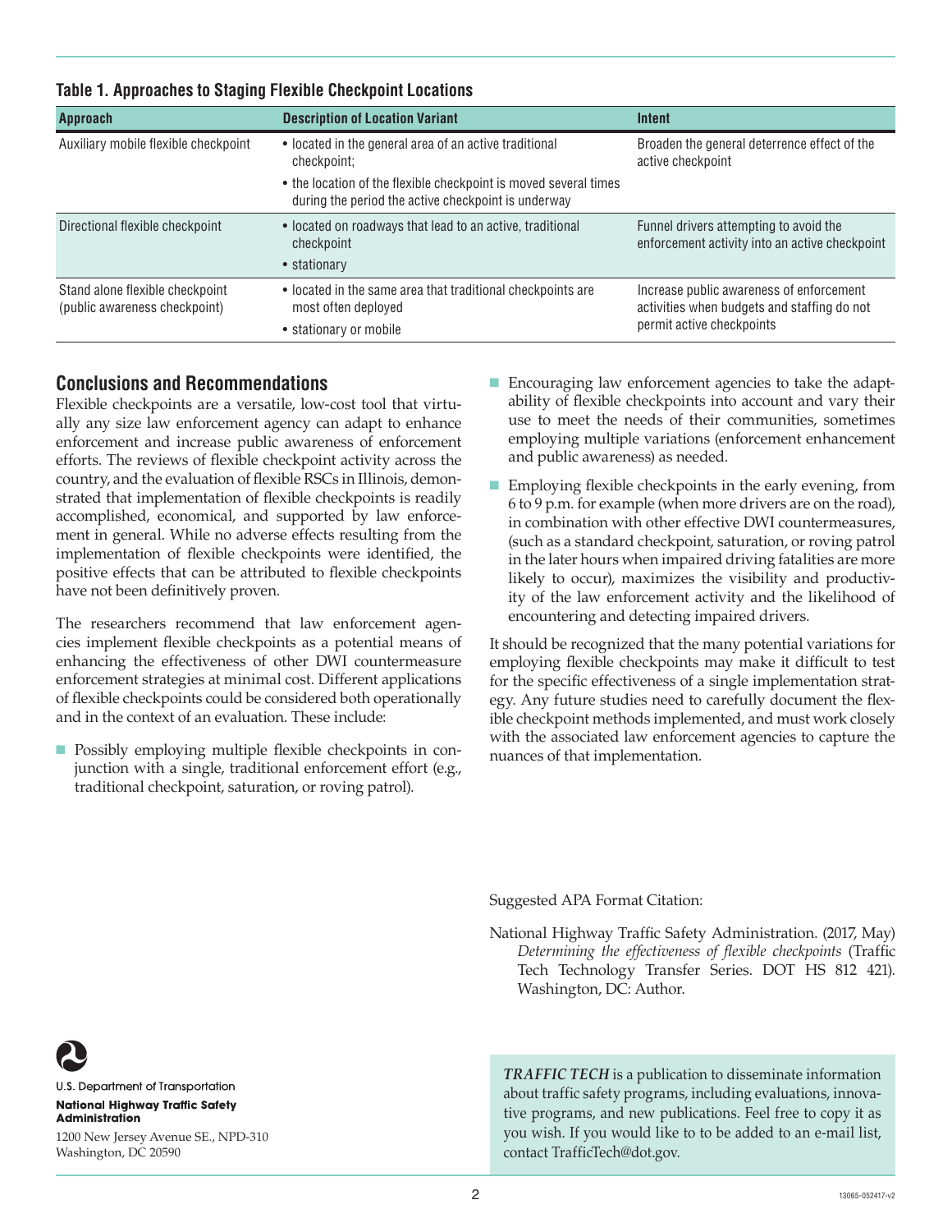**Table 1. Approaches to Staging Flexible Checkpoint Locations**

| Approach | Description of Location Variant | Intent |
|---|---|---|
| Auxiliary mobile flexible checkpoint | • located in the general area of an active traditional checkpoint; • the location of the flexible checkpoint is moved several times during the period the active checkpoint is underway | Broaden the general deterrence effect of the active checkpoint |
| Directional flexible checkpoint | • located on roadways that lead to an active, traditional checkpoint • stationary | Funnel drivers attempting to avoid the enforcement activity into an active checkpoint |
| Stand alone flexible checkpoint (public awareness checkpoint) | • located in the same area that traditional checkpoints are most often deployed • stationary or mobile | Increase public awareness of enforcement activities when budgets and staffing do not permit active checkpoints |

## Conclusions and Recommendations

Flexible checkpoints are a versatile, low-cost tool that virtually any size law enforcement agency can adapt to enhance enforcement and increase public awareness of enforcement efforts. The reviews of flexible checkpoint activity across the country, and the evaluation of flexible RSCs in Illinois, demonstrated that implementation of flexible checkpoints is readily accomplished, economical, and supported by law enforcement in general. While no adverse effects resulting from the implementation of flexible checkpoints were identified, the positive effects that can be attributed to flexible checkpoints have not been definitively proven.

The researchers recommend that law enforcement agencies implement flexible checkpoints as a potential means of enhancing the effectiveness of other DWI countermeasure enforcement strategies at minimal cost. Different applications of flexible checkpoints could be considered both operationally and in the context of an evaluation. These include:

- Possibly employing multiple flexible checkpoints in conjunction with a single, traditional enforcement effort (e.g., traditional checkpoint, saturation, or roving patrol).
- Encouraging law enforcement agencies to take the adaptability of flexible checkpoints into account and vary their use to meet the needs of their communities, sometimes employing multiple variations (enforcement enhancement and public awareness) as needed.
- Employing flexible checkpoints in the early evening, from 6 to 9 p.m. for example (when more drivers are on the road), in combination with other effective DWI countermeasures, (such as a standard checkpoint, saturation, or roving patrol in the later hours when impaired driving fatalities are more likely to occur), maximizes the visibility and productivity of the law enforcement activity and the likelihood of encountering and detecting impaired drivers.

It should be recognized that the many potential variations for employing flexible checkpoints may make it difficult to test for the specific effectiveness of a single implementation strategy. Any future studies need to carefully document the flexible checkpoint methods implemented, and must work closely with the associated law enforcement agencies to capture the nuances of that implementation.

Suggested APA Format Citation:

National Highway Traffic Safety Administration. (2017, May) *Determining the effectiveness of flexible checkpoints* (Traffic Tech Technology Transfer Series. DOT HS 812 421). Washington, DC: Author.

U.S. Department of Transportation

**National Highway Traffic Safety Administration**

1200 New Jersey Avenue SE., NPD-310
Washington, DC 20590

***TRAFFIC TECH*** is a publication to disseminate information about traffic safety programs, including evaluations, innovative programs, and new publications. Feel free to copy it as you wish. If you would like to to be added to an e-mail list, contact TrafficTech@dot.gov.

13065-052417-v2